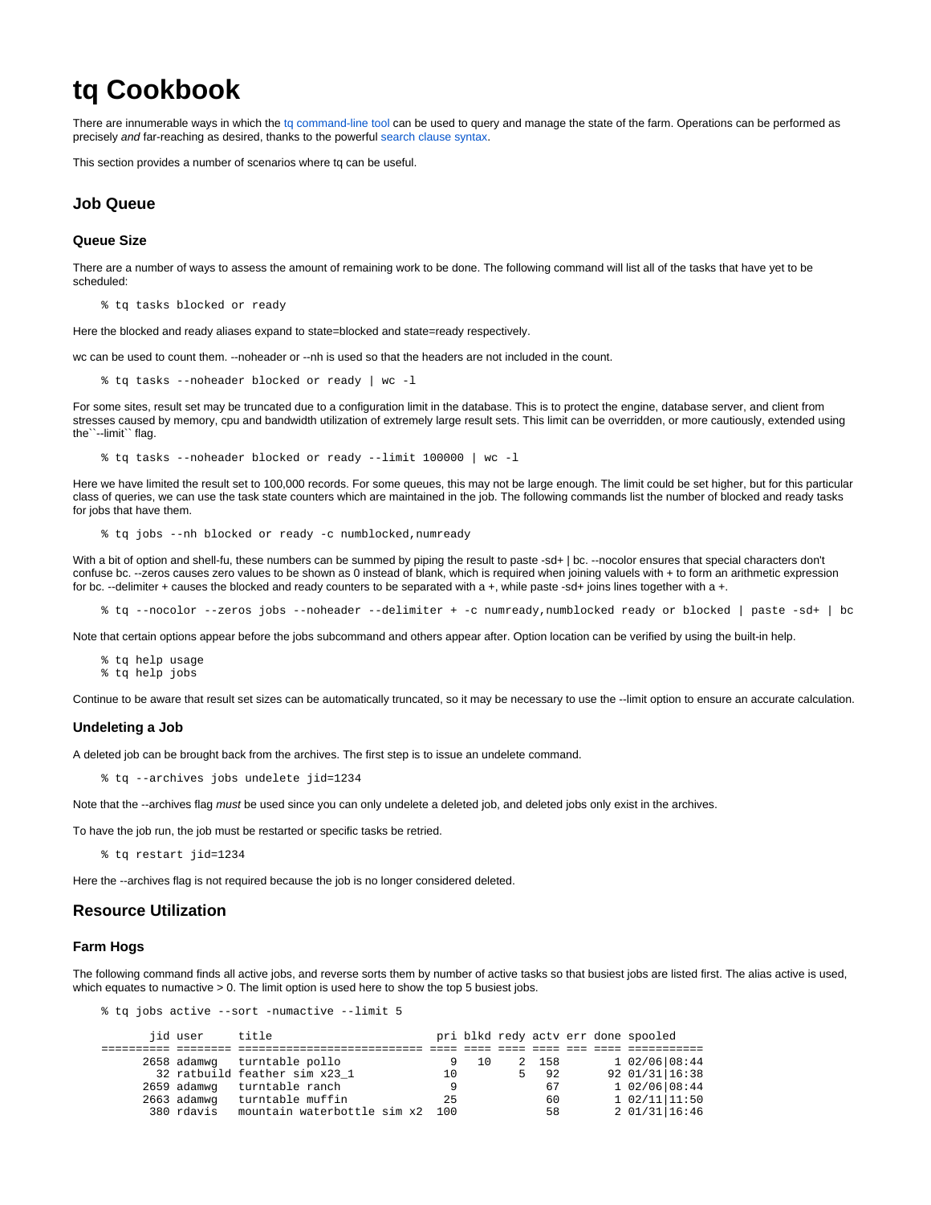# tq Cookbook

There are innumerable ways in which the tq command-line tool can be used to query and manage the state of the farm. Operations can be performed as precisely *and* far-reaching as desired, thanks to the powerful search clause syntax.

This section provides a number of scenarios where tq can be useful.

## Job Queue

### Queue Size

There are a number of ways to assess the amount of remaining work to be done. The following command will list all of the tasks that have yet to be scheduled:

```
% tq tasks blocked or ready
```

Here the blocked and ready aliases expand to state=blocked and state=ready respectively.

wc can be used to count them. --noheader or --nh is used so that the headers are not included in the count.

```
% tq tasks --noheader blocked or ready | wc -l
```

For some sites, result set may be truncated due to a configuration limit in the database. This is to protect the engine, database server, and client from stresses caused by memory, cpu and bandwidth utilization of extremely large result sets. This limit can be overridden, or more cautiously, extended using the``--limit`` flag.

```
% tq tasks --noheader blocked or ready --limit 100000 | wc -l
```

Here we have limited the result set to 100,000 records. For some queues, this may not be large enough. The limit could be set higher, but for this particular class of queries, we can use the task state counters which are maintained in the job. The following commands list the number of blocked and ready tasks for jobs that have them.

```
% tq jobs --nh blocked or ready -c numblocked,numready
```

With a bit of option and shell-fu, these numbers can be summed by piping the result to paste -sd+ | bc. --nocolor ensures that special characters don't confuse bc. --zeros causes zero values to be shown as 0 instead of blank, which is required when joining valuels with + to form an arithmetic expression for bc. --delimiter + causes the blocked and ready counters to be separated with a +, while paste -sd+ joins lines together with a +.

```
% tq --nocolor --zeros jobs --noheader --delimiter + -c numready,numblocked ready or blocked | paste -sd+ | bc
```

Note that certain options appear before the jobs subcommand and others appear after. Option location can be verified by using the built-in help.

```
% tq help usage
% tq help jobs
```

Continue to be aware that result set sizes can be automatically truncated, so it may be necessary to use the --limit option to ensure an accurate calculation.

### Undeleting a Job

A deleted job can be brought back from the archives. The first step is to issue an undelete command.

```
% tq --archives jobs undelete jid=1234
```

Note that the --archives flag *must* be used since you can only undelete a deleted job, and deleted jobs only exist in the archives.

To have the job run, the job must be restarted or specific tasks be retried.

```
% tq restart jid=1234
```

Here the --archives flag is not required because the job is no longer considered deleted.

## Resource Utilization

### Farm Hogs

The following command finds all active jobs, and reverse sorts them by number of active tasks so that busiest jobs are listed first. The alias active is used, which equates to numactive > 0. The limit option is used here to show the top 5 busiest jobs.

```
% tq jobs active --sort -numactive --limit 5

       jid user     title                      pri blkd redy actv err done spooled
========== ======== ========================== ==== ==== ==== ==== === ==== ===========
      2658 adamwg   turntable pollo              9   10    2  158        1 02/06|08:44
        32 ratbuild feather sim x23_1           10         5   92       92 01/31|16:38
      2659 adamwg   turntable ranch              9              67        1 02/06|08:44
      2663 adamwg   turntable muffin            25              60        1 02/11|11:50
       380 rdavis   mountain waterbottle sim x2  100             58        2 01/31|16:46
```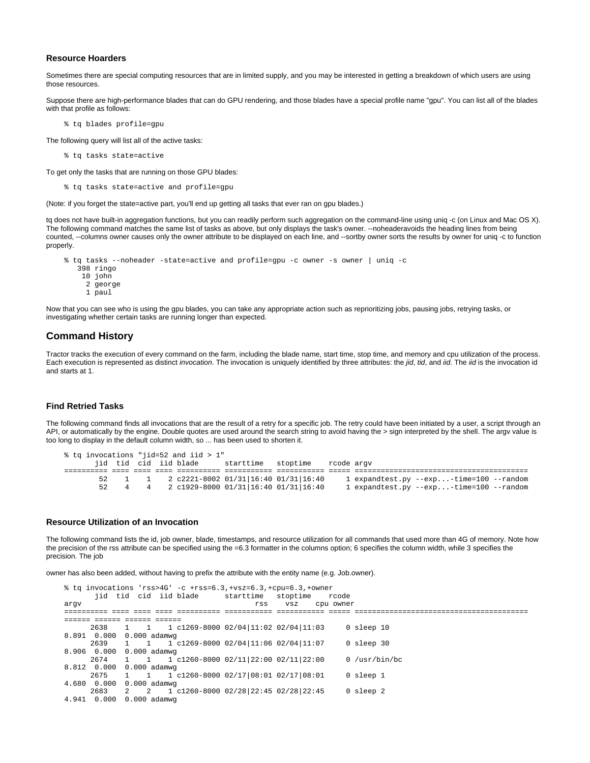### Resource Hoarders

Sometimes there are special computing resources that are in limited supply, and you may be interested in getting a breakdown of which users are using those resources.

Suppose there are high-performance blades that can do GPU rendering, and those blades have a special profile name "gpu". You can list all of the blades with that profile as follows:

```
% tq blades profile=gpu
```

The following query will list all of the active tasks:

```
% tq tasks state=active
```

To get only the tasks that are running on those GPU blades:

```
% tq tasks state=active and profile=gpu
```

(Note: if you forget the state=active part, you'll end up getting all tasks that ever ran on gpu blades.)

tq does not have built-in aggregation functions, but you can readily perform such aggregation on the command-line using uniq -c (on Linux and Mac OS X). The following command matches the same list of tasks as above, but only displays the task's owner. --noheaderavoids the heading lines from being counted, --columns owner causes only the owner attribute to be displayed on each line, and --sortby owner sorts the results by owner for uniq -c to function properly.

```
% tq tasks --noheader -state=active and profile=gpu -c owner -s owner | uniq -c
    398 ringo
     10 john
      2 george
      1 paul
```

Now that you can see who is using the gpu blades, you can take any appropriate action such as reprioritizing jobs, pausing jobs, retrying tasks, or investigating whether certain tasks are running longer than expected.

## Command History

Tractor tracks the execution of every command on the farm, including the blade name, start time, stop time, and memory and cpu utilization of the process. Each execution is represented as distinct *invocation*. The invocation is uniquely identified by three attributes: the *jid*, *tid*, and *iid*. The *iid* is the invocation id and starts at 1.

### Find Retried Tasks

The following command finds all invocations that are the result of a retry for a specific job. The retry could have been initiated by a user, a script through an API, or automatically by the engine. Double quotes are used around the search string to avoid having the > sign interpreted by the shell. The argv value is too long to display in the default column width, so ... has been used to shorten it.

```
% tq invocations "jid=52 and iid > 1"
       jid  tid  cid  iid blade      starttime   stoptime    rcode argv
========== ==== ==== ==== ========== =========== =========== ===== ========================================
        52    1    1    2 c2221-8002 01/31|16:40 01/31|16:40     1 expandtest.py --exp...-time=100 --random
        52    4    4    2 c1929-8000 01/31|16:40 01/31|16:40     1 expandtest.py --exp...-time=100 --random
```

### Resource Utilization of an Invocation

The following command lists the id, job owner, blade, timestamps, and resource utilization for all commands that used more than 4G of memory. Note how the precision of the rss attribute can be specified using the =6.3 formatter in the columns option; 6 specifies the column width, while 3 specifies the precision. The job

owner has also been added, without having to prefix the attribute with the entity name (e.g. Job.owner).

```
% tq invocations 'rss>4G' -c +rss=6.3,+vsz=6.3,+cpu=6.3,+owner
       jid  tid  cid  iid blade      starttime   stoptime    rcode
argv                                               rss    vsz    cpu owner
========== ==== ==== ==== ========== =========== =========== ===== ========================================
====== ====== ====== ======
      2638    1    1    1 c1269-8000 02/04|11:02 02/04|11:03     0 sleep 10
8.891  0.000  0.000 adamwg
      2639    1    1    1 c1269-8000 02/04|11:06 02/04|11:07     0 sleep 30
8.906  0.000  0.000 adamwg
      2674    1    1    1 c1260-8000 02/11|22:00 02/11|22:00     0 /usr/bin/bc
8.812  0.000  0.000 adamwg
      2675    1    1    1 c1260-8000 02/17|08:01 02/17|08:01     0 sleep 1
4.680  0.000  0.000 adamwg
      2683    2    2    1 c1260-8000 02/28|22:45 02/28|22:45     0 sleep 2
4.941  0.000  0.000 adamwg
```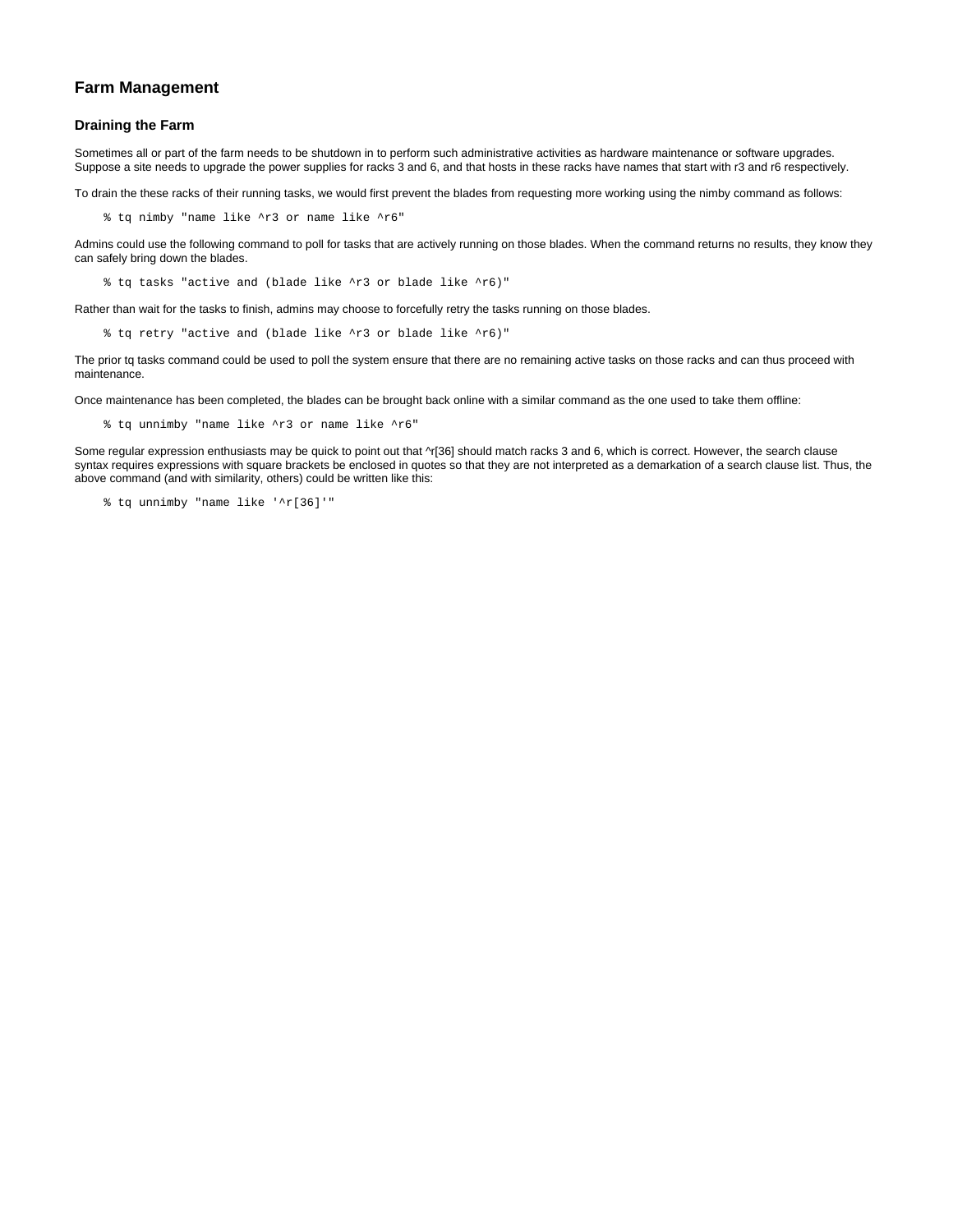## Farm Management

### Draining the Farm

Sometimes all or part of the farm needs to be shutdown in to perform such administrative activities as hardware maintenance or software upgrades. Suppose a site needs to upgrade the power supplies for racks 3 and 6, and that hosts in these racks have names that start with r3 and r6 respectively.

To drain the these racks of their running tasks, we would first prevent the blades from requesting more working using the nimby command as follows:

```
% tq nimby "name like ^r3 or name like ^r6"
```

Admins could use the following command to poll for tasks that are actively running on those blades. When the command returns no results, they know they can safely bring down the blades.

```
% tq tasks "active and (blade like ^r3 or blade like ^r6)"
```

Rather than wait for the tasks to finish, admins may choose to forcefully retry the tasks running on those blades.

```
% tq retry "active and (blade like ^r3 or blade like ^r6)"
```

The prior tq tasks command could be used to poll the system ensure that there are no remaining active tasks on those racks and can thus proceed with maintenance.

Once maintenance has been completed, the blades can be brought back online with a similar command as the one used to take them offline:

```
% tq unnimby "name like ^r3 or name like ^r6"
```

Some regular expression enthusiasts may be quick to point out that ^r[36] should match racks 3 and 6, which is correct. However, the search clause syntax requires expressions with square brackets be enclosed in quotes so that they are not interpreted as a demarkation of a search clause list. Thus, the above command (and with similarity, others) could be written like this:

```
% tq unnimby "name like '^r[36]'"
```